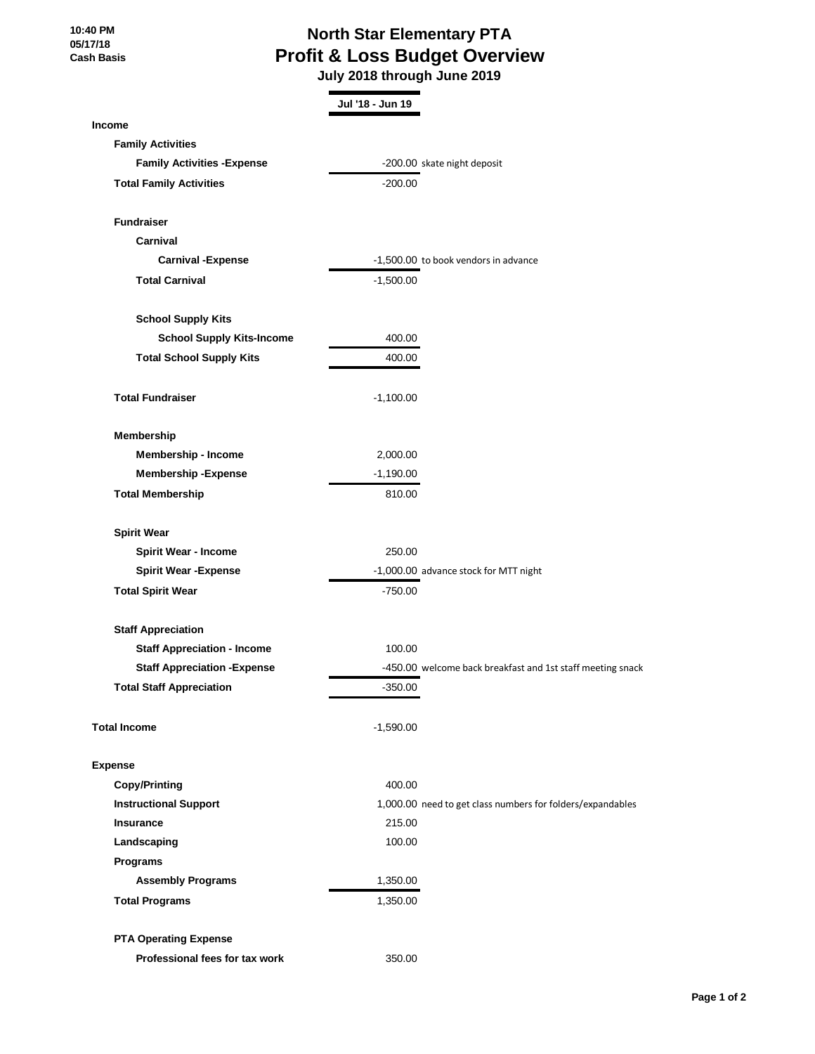10:40 PM
05/17/18
Cash Basis

# North Star Elementary PTA
## Profit & Loss Budget Overview
### July 2018 through June 2019

| | Jul '18 - Jun 19 | |
|---|---|---|
| **Income** | | |
| **Family Activities** | | |
| **Family Activities -Expense** | -200.00 | skate night deposit |
| **Total Family Activities** | -200.00 | |
| | | |
| **Fundraiser** | | |
| **Carnival** | | |
| **Carnival -Expense** | -1,500.00 | to book vendors in advance |
| **Total Carnival** | -1,500.00 | |
| | | |
| **School Supply Kits** | | |
| **School Supply Kits-Income** | 400.00 | |
| **Total School Supply Kits** | 400.00 | |
| | | |
| **Total Fundraiser** | -1,100.00 | |
| | | |
| **Membership** | | |
| **Membership - Income** | 2,000.00 | |
| **Membership -Expense** | -1,190.00 | |
| **Total Membership** | 810.00 | |
| | | |
| **Spirit Wear** | | |
| **Spirit Wear - Income** | 250.00 | |
| **Spirit Wear -Expense** | -1,000.00 | advance stock for MTT night |
| **Total Spirit Wear** | -750.00 | |
| | | |
| **Staff Appreciation** | | |
| **Staff Appreciation - Income** | 100.00 | |
| **Staff Appreciation -Expense** | -450.00 | welcome back breakfast and 1st staff meeting snack |
| **Total Staff Appreciation** | -350.00 | |
| | | |
| **Total Income** | -1,590.00 | |
| | | |
| **Expense** | | |
| **Copy/Printing** | 400.00 | |
| **Instructional Support** | 1,000.00 | need to get class numbers for folders/expandables |
| **Insurance** | 215.00 | |
| **Landscaping** | 100.00 | |
| **Programs** | | |
| **Assembly Programs** | 1,350.00 | |
| **Total Programs** | 1,350.00 | |
| | | |
| **PTA Operating Expense** | | |
| **Professional fees for tax work** | 350.00 | |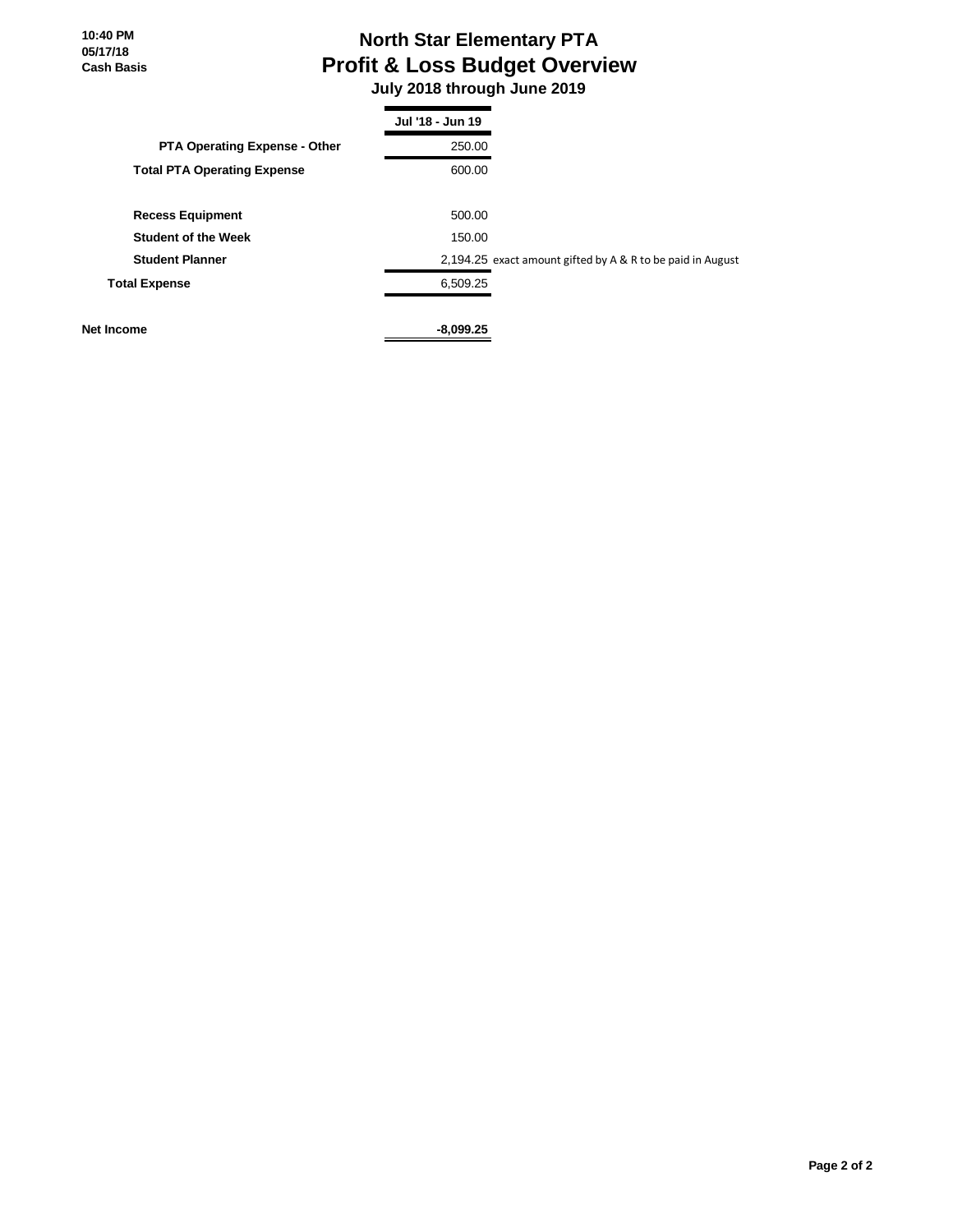10:40 PM
05/17/18
Cash Basis

# North Star Elementary PTA
## Profit & Loss Budget Overview
### July 2018 through June 2019

| | Jul '18 - Jun 19 | |
|---|---|---|
| **PTA Operating Expense - Other** | 250.00 | |
| **Total PTA Operating Expense** | 600.00 | |
| | | |
| **Recess Equipment** | 500.00 | |
| **Student of the Week** | 150.00 | |
| **Student Planner** | 2,194.25 | exact amount gifted by A & R to be paid in August |
| **Total Expense** | 6,509.25 | |
| | | |
| **Net Income** | **-8,099.25** | |